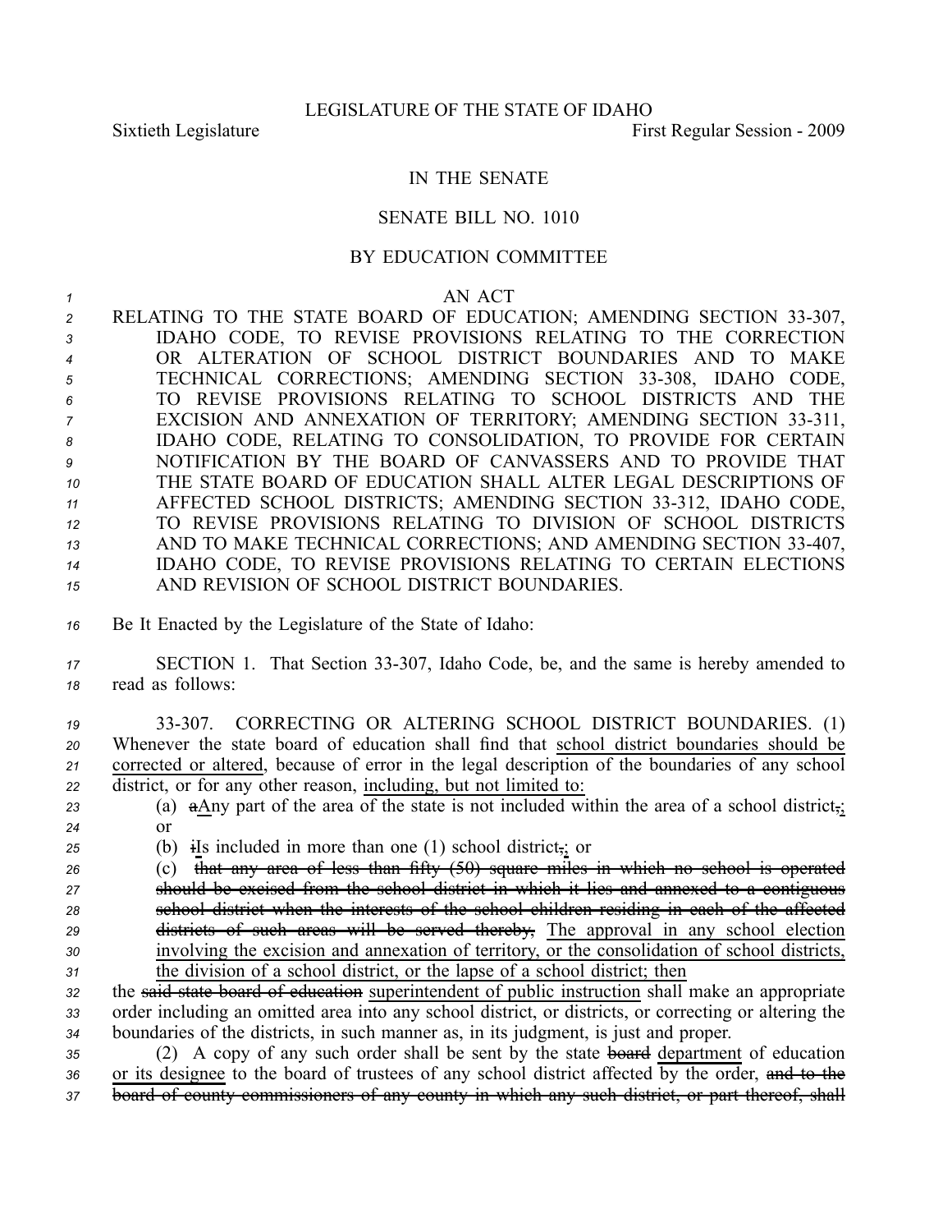LEGISLATURE OF THE STATE OF IDAHO

Sixtieth Legislature First Regular Session - 2009

IN THE SENATE

SENATE BILL NO. 1010

BY EDUCATION COMMITTEE

AN ACT

RELATING TO THE STATE BOARD OF EDUCATION; AMENDING SECTION 33-307, IDAHO CODE, TO REVISE PROVISIONS RELATING TO THE CORRECTION OR ALTERATION OF SCHOOL DISTRICT BOUNDARIES AND TO MAKE TECHNICAL CORRECTIONS; AMENDING SECTION 33-308, IDAHO CODE, TO REVISE PROVISIONS RELATING TO SCHOOL DISTRICTS AND THE EXCISION AND ANNEXATION OF TERRITORY; AMENDING SECTION 33-311, IDAHO CODE, RELATING TO CONSOLIDATION, TO PROVIDE FOR CERTAIN NOTIFICATION BY THE BOARD OF CANVASSERS AND TO PROVIDE THAT THE STATE BOARD OF EDUCATION SHALL ALTER LEGAL DESCRIPTIONS OF AFFECTED SCHOOL DISTRICTS; AMENDING SECTION 33-312, IDAHO CODE, TO REVISE PROVISIONS RELATING TO DIVISION OF SCHOOL DISTRICTS AND TO MAKE TECHNICAL CORRECTIONS; AND AMENDING SECTION 33-407, IDAHO CODE, TO REVISE PROVISIONS RELATING TO CERTAIN ELECTIONS AND REVISION OF SCHOOL DISTRICT BOUNDARIES.

Be It Enacted by the Legislature of the State of Idaho:

SECTION 1. That Section 33-307, Idaho Code, be, and the same is hereby amended to read as follows:

33-307. CORRECTING OR ALTERING SCHOOL DISTRICT BOUNDARIES. (1) Whenever the state board of education shall find that <u>school district boundaries should be corrected or altered</u>, because of error in the legal description of the boundaries of any school district, or for any other reason, <u>including, but not limited to:</u>

(a) ~~a~~<u>A</u>ny part of the area of the state is not included within the area of a school district~~,~~<u>;</u> or

(b) ~~i~~<u>I</u>s included in more than one (1) school district~~,~~<u>;</u> or

(c) ~~that any area of less than fifty (50) square miles in which no school is operated should be excised from the school district in which it lies and annexed to a contiguous school district when the interests of the school children residing in each of the affected districts of such areas will be served thereby,~~ <u>The approval in any school election involving the excision and annexation of territory, or the consolidation of school districts, the division of a school district, or the lapse of a school district; then</u>

the ~~said state board of education~~ <u>superintendent of public instruction</u> shall make an appropriate order including an omitted area into any school district, or districts, or correcting or altering the boundaries of the districts, in such manner as, in its judgment, is just and proper.

(2) A copy of any such order shall be sent by the state ~~board~~ <u>department</u> of education <u>or its designee</u> to the board of trustees of any school district affected by the order, ~~and to the board of county commissioners of any county in which any such district, or part thereof, shall~~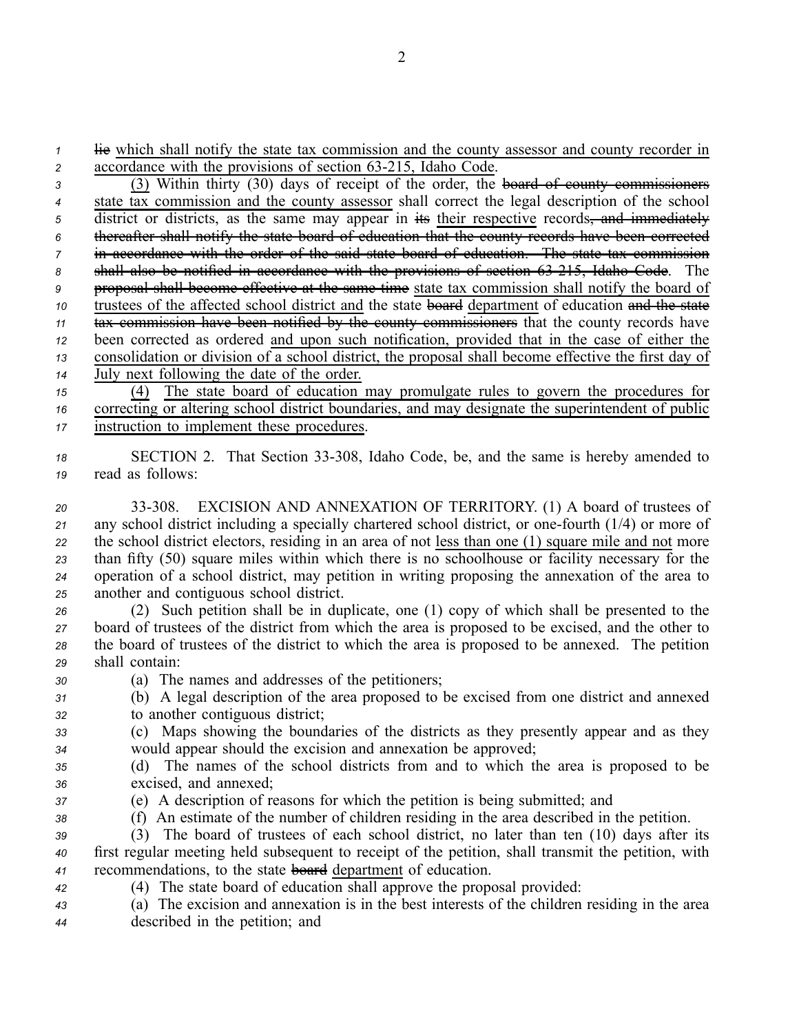~~lic~~ <u>which shall notify the state tax commission and the county assessor and county recorder in accordance with the provisions of section 63-215, Idaho Code</u>.

<u>(3)</u> Within thirty (30) days of receipt of the order, the ~~board of county commissioners~~ <u>state tax commission and the county assessor</u> shall correct the legal description of the school district or districts, as the same may appear in ~~its~~ <u>their respective</u> records~~, and immediately thereafter shall notify the state board of education that the county records have been corrected in accordance with the order of the said state board of education. The state tax commission shall also be notified in accordance with the provisions of section 63-215, Idaho Code~~. The ~~proposal shall become effective at the same time~~ <u>state tax commission shall notify the board of trustees of the affected school district and</u> the state ~~board~~ <u>department</u> of education ~~and the state tax commission have been notified by the county commissioners~~ that the county records have been corrected as ordered <u>and upon such notification, provided that in the case of either the consolidation or division of a school district, the proposal shall become effective the first day of July next following the date of the order</u>.

<u>(4) The state board of education may promulgate rules to govern the procedures for correcting or altering school district boundaries, and may designate the superintendent of public instruction to implement these procedures</u>.

SECTION 2. That Section 33-308, Idaho Code, be, and the same is hereby amended to read as follows:

33-308. EXCISION AND ANNEXATION OF TERRITORY. (1) A board of trustees of any school district including a specially chartered school district, or one-fourth (1/4) or more of the school district electors, residing in an area of not <u>less than one (1) square mile and not</u> more than fifty (50) square miles within which there is no schoolhouse or facility necessary for the operation of a school district, may petition in writing proposing the annexation of the area to another and contiguous school district.

(2) Such petition shall be in duplicate, one (1) copy of which shall be presented to the board of trustees of the district from which the area is proposed to be excised, and the other to the board of trustees of the district to which the area is proposed to be annexed. The petition shall contain:

(a) The names and addresses of the petitioners;

(b) A legal description of the area proposed to be excised from one district and annexed to another contiguous district;

(c) Maps showing the boundaries of the districts as they presently appear and as they would appear should the excision and annexation be approved;

(d) The names of the school districts from and to which the area is proposed to be excised, and annexed;

(e) A description of reasons for which the petition is being submitted; and

(f) An estimate of the number of children residing in the area described in the petition.

(3) The board of trustees of each school district, no later than ten (10) days after its first regular meeting held subsequent to receipt of the petition, shall transmit the petition, with recommendations, to the state ~~board~~ <u>department</u> of education.

(4) The state board of education shall approve the proposal provided:

(a) The excision and annexation is in the best interests of the children residing in the area described in the petition; and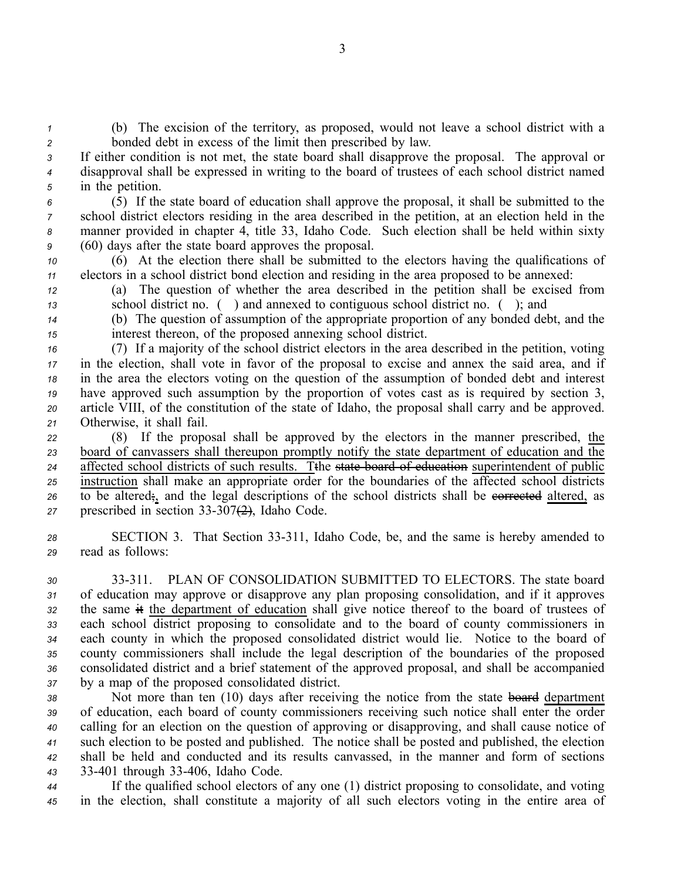(b) The excision of the territory, as proposed, would not leave a school district with a bonded debt in excess of the limit then prescribed by law.

If either condition is not met, the state board shall disapprove the proposal. The approval or disapproval shall be expressed in writing to the board of trustees of each school district named in the petition.

(5) If the state board of education shall approve the proposal, it shall be submitted to the school district electors residing in the area described in the petition, at an election held in the manner provided in chapter 4, title 33, Idaho Code. Such election shall be held within sixty (60) days after the state board approves the proposal.

(6) At the election there shall be submitted to the electors having the qualifications of electors in a school district bond election and residing in the area proposed to be annexed:

(a) The question of whether the area described in the petition shall be excised from school district no. ( ) and annexed to contiguous school district no. ( ); and

(b) The question of assumption of the appropriate proportion of any bonded debt, and the interest thereon, of the proposed annexing school district.

(7) If a majority of the school district electors in the area described in the petition, voting in the election, shall vote in favor of the proposal to excise and annex the said area, and if in the area the electors voting on the question of the assumption of bonded debt and interest have approved such assumption by the proportion of votes cast as is required by section 3, article VIII, of the constitution of the state of Idaho, the proposal shall carry and be approved. Otherwise, it shall fail.

(8) If the proposal shall be approved by the electors in the manner prescribed, <u>the board of canvassers shall thereupon promptly notify the state department of education and the affected school districts of such results. T</u>~~t~~he ~~state board of education~~ <u>superintendent of public instruction</u> shall make an appropriate order for the boundaries of the affected school districts to be altered~~;~~<u>,</u> and the legal descriptions of the school districts shall be ~~corrected~~ <u>altered,</u> as prescribed in section 33-307~~(2)~~, Idaho Code.

SECTION 3. That Section 33-311, Idaho Code, be, and the same is hereby amended to read as follows:

33-311. PLAN OF CONSOLIDATION SUBMITTED TO ELECTORS. The state board of education may approve or disapprove any plan proposing consolidation, and if it approves the same ~~it~~ <u>the department of education</u> shall give notice thereof to the board of trustees of each school district proposing to consolidate and to the board of county commissioners in each county in which the proposed consolidated district would lie. Notice to the board of county commissioners shall include the legal description of the boundaries of the proposed consolidated district and a brief statement of the approved proposal, and shall be accompanied by a map of the proposed consolidated district.

Not more than ten (10) days after receiving the notice from the state ~~board~~ <u>department</u> of education, each board of county commissioners receiving such notice shall enter the order calling for an election on the question of approving or disapproving, and shall cause notice of such election to be posted and published. The notice shall be posted and published, the election shall be held and conducted and its results canvassed, in the manner and form of sections 33-401 through 33-406, Idaho Code.

If the qualified school electors of any one (1) district proposing to consolidate, and voting in the election, shall constitute a majority of all such electors voting in the entire area of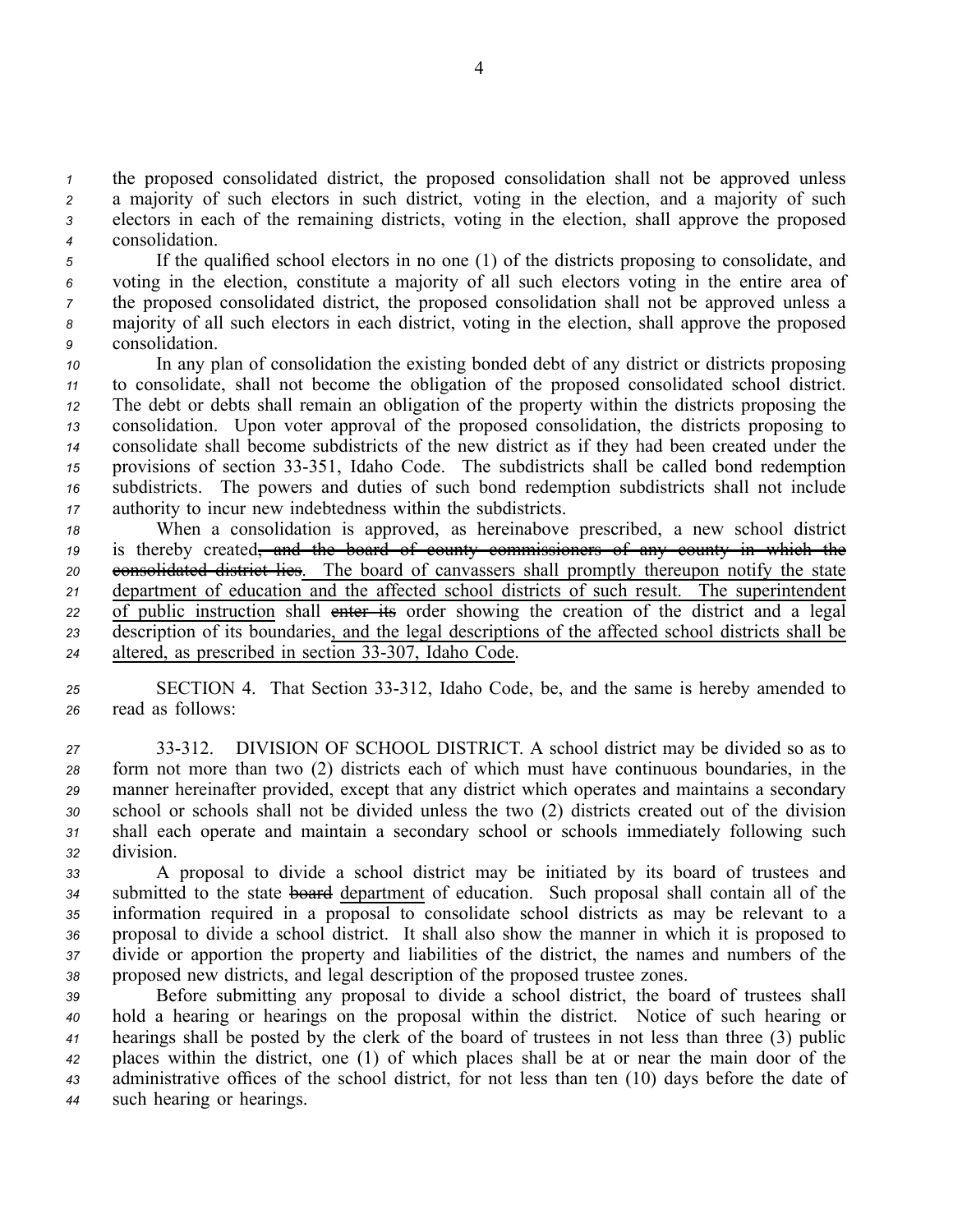the proposed consolidated district, the proposed consolidation shall not be approved unless a majority of such electors in such district, voting in the election, and a majority of such electors in each of the remaining districts, voting in the election, shall approve the proposed consolidation.

If the qualified school electors in no one (1) of the districts proposing to consolidate, and voting in the election, constitute a majority of all such electors voting in the entire area of the proposed consolidated district, the proposed consolidation shall not be approved unless a majority of all such electors in each district, voting in the election, shall approve the proposed consolidation.

In any plan of consolidation the existing bonded debt of any district or districts proposing to consolidate, shall not become the obligation of the proposed consolidated school district. The debt or debts shall remain an obligation of the property within the districts proposing the consolidation. Upon voter approval of the proposed consolidation, the districts proposing to consolidate shall become subdistricts of the new district as if they had been created under the provisions of section 33-351, Idaho Code. The subdistricts shall be called bond redemption subdistricts. The powers and duties of such bond redemption subdistricts shall not include authority to incur new indebtedness within the subdistricts.

When a consolidation is approved, as hereinabove prescribed, a new school district is thereby created~~, and the board of county commissioners of any county in which the consolidated district lies~~. The board of canvassers shall promptly thereupon notify the state department of education and the affected school districts of such result. The superintendent of public instruction shall ~~enter its~~ order showing the creation of the district and a legal description of its boundaries, and the legal descriptions of the affected school districts shall be altered, as prescribed in section 33-307, Idaho Code.

SECTION 4. That Section 33-312, Idaho Code, be, and the same is hereby amended to read as follows:

33-312. DIVISION OF SCHOOL DISTRICT. A school district may be divided so as to form not more than two (2) districts each of which must have continuous boundaries, in the manner hereinafter provided, except that any district which operates and maintains a secondary school or schools shall not be divided unless the two (2) districts created out of the division shall each operate and maintain a secondary school or schools immediately following such division.

A proposal to divide a school district may be initiated by its board of trustees and submitted to the state ~~board~~ department of education. Such proposal shall contain all of the information required in a proposal to consolidate school districts as may be relevant to a proposal to divide a school district. It shall also show the manner in which it is proposed to divide or apportion the property and liabilities of the district, the names and numbers of the proposed new districts, and legal description of the proposed trustee zones.

Before submitting any proposal to divide a school district, the board of trustees shall hold a hearing or hearings on the proposal within the district. Notice of such hearing or hearings shall be posted by the clerk of the board of trustees in not less than three (3) public places within the district, one (1) of which places shall be at or near the main door of the administrative offices of the school district, for not less than ten (10) days before the date of such hearing or hearings.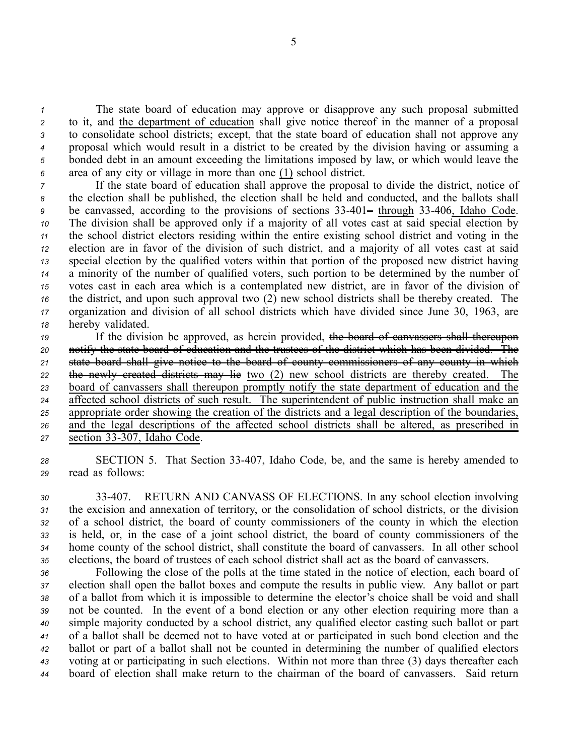The state board of education may approve or disapprove any such proposal submitted to it, and <u>the department of education</u> shall give notice thereof in the manner of a proposal to consolidate school districts; except, that the state board of education shall not approve any proposal which would result in a district to be created by the division having or assuming a bonded debt in an amount exceeding the limitations imposed by law, or which would leave the area of any city or village in more than one <u>(1)</u> school district.

If the state board of education shall approve the proposal to divide the district, notice of the election shall be published, the election shall be held and conducted, and the ballots shall be canvassed, according to the provisions of sections 33-401~~-~~ <u>through</u> 33-406<u>, Idaho Code</u>. The division shall be approved only if a majority of all votes cast at said special election by the school district electors residing within the entire existing school district and voting in the election are in favor of the division of such district, and a majority of all votes cast at said special election by the qualified voters within that portion of the proposed new district having a minority of the number of qualified voters, such portion to be determined by the number of votes cast in each area which is a contemplated new district, are in favor of the division of the district, and upon such approval two (2) new school districts shall be thereby created. The organization and division of all school districts which have divided since June 30, 1963, are hereby validated.

If the division be approved, as herein provided, ~~the board of canvassers shall thereupon notify the state board of education and the trustees of the district which has been divided. The state board shall give notice to the board of county commissioners of any county in which the newly created districts may lie~~ <u>two (2) new school districts are thereby created. The board of canvassers shall thereupon promptly notify the state department of education and the affected school districts of such result. The superintendent of public instruction shall make an appropriate order showing the creation of the districts and a legal description of the boundaries, and the legal descriptions of the affected school districts shall be altered, as prescribed in section 33-307, Idaho Code</u>.

SECTION 5. That Section 33-407, Idaho Code, be, and the same is hereby amended to read as follows:

33-407. RETURN AND CANVASS OF ELECTIONS. In any school election involving the excision and annexation of territory, or the consolidation of school districts, or the division of a school district, the board of county commissioners of the county in which the election is held, or, in the case of a joint school district, the board of county commissioners of the home county of the school district, shall constitute the board of canvassers. In all other school elections, the board of trustees of each school district shall act as the board of canvassers.

Following the close of the polls at the time stated in the notice of election, each board of election shall open the ballot boxes and compute the results in public view. Any ballot or part of a ballot from which it is impossible to determine the elector's choice shall be void and shall not be counted. In the event of a bond election or any other election requiring more than a simple majority conducted by a school district, any qualified elector casting such ballot or part of a ballot shall be deemed not to have voted at or participated in such bond election and the ballot or part of a ballot shall not be counted in determining the number of qualified electors voting at or participating in such elections. Within not more than three (3) days thereafter each board of election shall make return to the chairman of the board of canvassers. Said return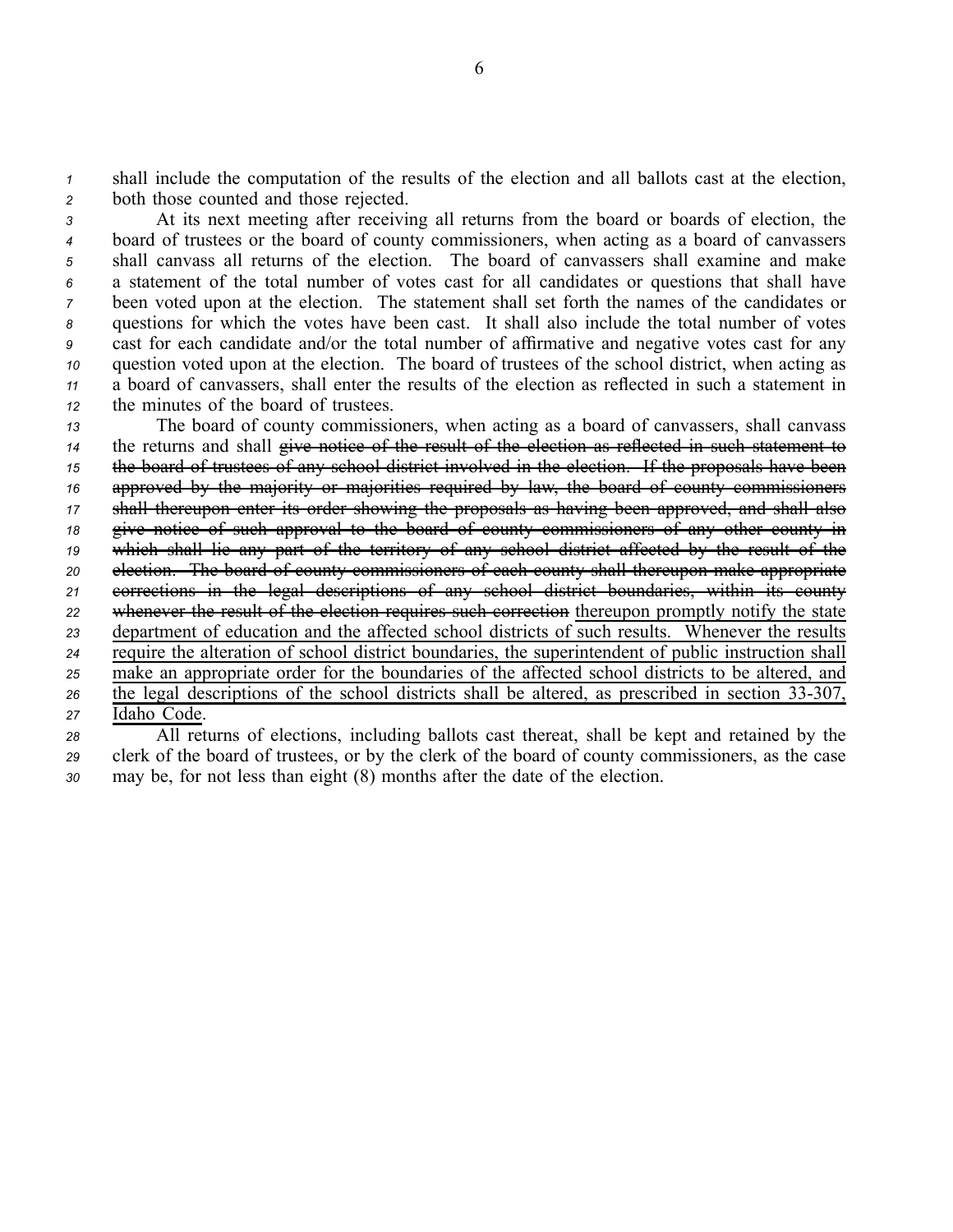shall include the computation of the results of the election and all ballots cast at the election, both those counted and those rejected.

At its next meeting after receiving all returns from the board or boards of election, the board of trustees or the board of county commissioners, when acting as a board of canvassers shall canvass all returns of the election. The board of canvassers shall examine and make a statement of the total number of votes cast for all candidates or questions that shall have been voted upon at the election. The statement shall set forth the names of the candidates or questions for which the votes have been cast. It shall also include the total number of votes cast for each candidate and/or the total number of affirmative and negative votes cast for any question voted upon at the election. The board of trustees of the school district, when acting as a board of canvassers, shall enter the results of the election as reflected in such a statement in the minutes of the board of trustees.

The board of county commissioners, when acting as a board of canvassers, shall canvass the returns and shall ~~give notice of the result of the election as reflected in such statement to the board of trustees of any school district involved in the election. If the proposals have been approved by the majority or majorities required by law, the board of county commissioners shall thereupon enter its order showing the proposals as having been approved, and shall also give notice of such approval to the board of county commissioners of any other county in which shall lie any part of the territory of any school district affected by the result of the election. The board of county commissioners of each county shall thereupon make appropriate corrections in the legal descriptions of any school district boundaries, within its county whenever the result of the election requires such correction~~ <u>thereupon promptly notify the state department of education and the affected school districts of such results. Whenever the results require the alteration of school district boundaries, the superintendent of public instruction shall make an appropriate order for the boundaries of the affected school districts to be altered, and the legal descriptions of the school districts shall be altered, as prescribed in section 33-307, Idaho Code</u>.

All returns of elections, including ballots cast thereat, shall be kept and retained by the clerk of the board of trustees, or by the clerk of the board of county commissioners, as the case may be, for not less than eight (8) months after the date of the election.